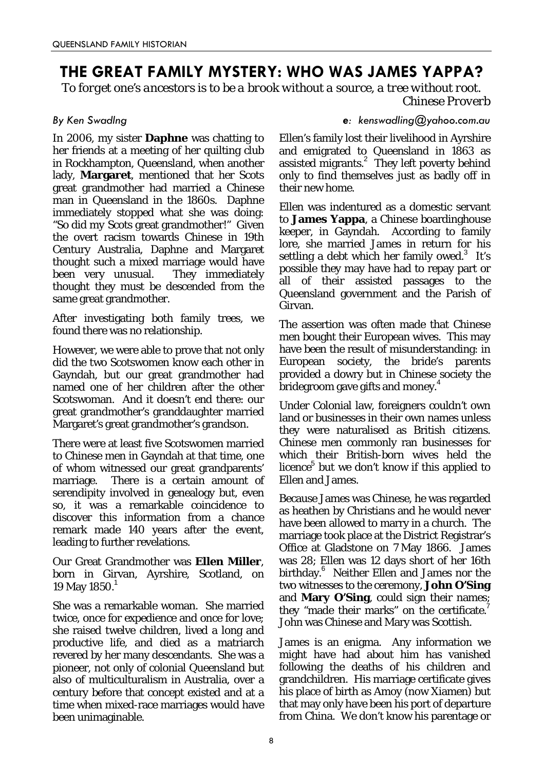# THE GREAT FAMILY MYSTERY: WHO WAS JAMES YAPPA?

*To forget one's ancestors is to be a brook without a source, a tree without root.*
*Chinese Proverb*

*By Ken Swadlng* *e: kenswadling@yahoo.com.au*

In 2006, my sister **Daphne** was chatting to her friends at a meeting of her quilting club in Rockhampton, Queensland, when another lady, **Margaret**, mentioned that her Scots great grandmother had married a Chinese man in Queensland in the 1860s. Daphne immediately stopped what she was doing: "So did my Scots great grandmother!" Given the overt racism towards Chinese in 19th Century Australia, Daphne and Margaret thought such a mixed marriage would have been very unusual. They immediately thought they must be descended from the same great grandmother.

After investigating both family trees, we found there was no relationship.

However, we were able to prove that not only did the two Scotswomen know each other in Gayndah, but our great grandmother had named one of her children after the other Scotswoman. And it doesn't end there: our great grandmother's granddaughter married Margaret's great grandmother's grandson.

There were at least five Scotswomen married to Chinese men in Gayndah at that time, one of whom witnessed our great grandparents' marriage. There is a certain amount of serendipity involved in genealogy but, even so, it was a remarkable coincidence to discover this information from a chance remark made 140 years after the event, leading to further revelations.

Our Great Grandmother was **Ellen Miller**, born in Girvan, Ayrshire, Scotland, on 19 May 1850.[1]

She was a remarkable woman. She married twice, once for expedience and once for love; she raised twelve children, lived a long and productive life, and died as a matriarch revered by her many descendants. She was a pioneer, not only of colonial Queensland but also of multiculturalism in Australia, over a century before that concept existed and at a time when mixed-race marriages would have been unimaginable.

Ellen's family lost their livelihood in Ayrshire and emigrated to Queensland in 1863 as assisted migrants.[2] They left poverty behind only to find themselves just as badly off in their new home.

Ellen was indentured as a domestic servant to **James Yappa**, a Chinese boardinghouse keeper, in Gayndah. According to family lore, she married James in return for his settling a debt which her family owed.[3] It's possible they may have had to repay part or all of their assisted passages to the Queensland government and the Parish of Girvan.

The assertion was often made that Chinese men bought their European wives. This may have been the result of misunderstanding: in European society, the bride's parents provided a dowry but in Chinese society the bridegroom gave gifts and money.[4]

Under Colonial law, foreigners couldn't own land or businesses in their own names unless they were naturalised as British citizens. Chinese men commonly ran businesses for which their British-born wives held the licence[5] but we don't know if this applied to Ellen and James.

Because James was Chinese, he was regarded as heathen by Christians and he would never have been allowed to marry in a church. The marriage took place at the District Registrar's Office at Gladstone on 7 May 1866. James was 28; Ellen was 12 days short of her 16th birthday.[6] Neither Ellen and James nor the two witnesses to the ceremony, **John O'Sing** and **Mary O'Sing**, could sign their names; they "made their marks" on the certificate.[7] John was Chinese and Mary was Scottish.

James is an enigma. Any information we might have had about him has vanished following the deaths of his children and grandchildren. His marriage certificate gives his place of birth as Amoy (now Xiamen) but that may only have been his port of departure from China. We don't know his parentage or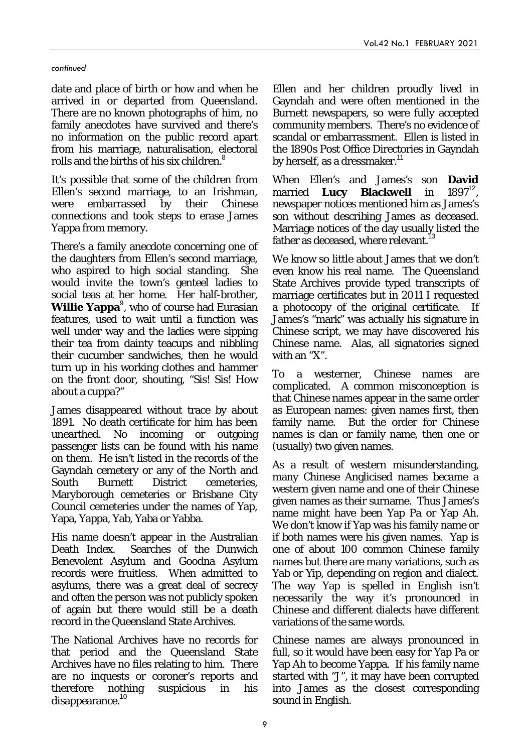*continued*

date and place of birth or how and when he arrived in or departed from Queensland. There are no known photographs of him, no family anecdotes have survived and there's no information on the public record apart from his marriage, naturalisation, electoral rolls and the births of his six children.[8]

It's possible that some of the children from Ellen's second marriage, to an Irishman, were embarrassed by their Chinese connections and took steps to erase James Yappa from memory.

There's a family anecdote concerning one of the daughters from Ellen's second marriage, who aspired to high social standing. She would invite the town's genteel ladies to social teas at her home. Her half-brother, **Willie Yappa**[9], who of course had Eurasian features, used to wait until a function was well under way and the ladies were sipping their tea from dainty teacups and nibbling their cucumber sandwiches, then he would turn up in his working clothes and hammer on the front door, shouting, "Sis! Sis! How about a cuppa?"

James disappeared without trace by about 1891. No death certificate for him has been unearthed. No incoming or outgoing passenger lists can be found with his name on them. He isn't listed in the records of the Gayndah cemetery or any of the North and South Burnett District cemeteries, Maryborough cemeteries or Brisbane City Council cemeteries under the names of Yap, Yapa, Yappa, Yab, Yaba or Yabba.

His name doesn't appear in the Australian Death Index. Searches of the Dunwich Benevolent Asylum and Goodna Asylum records were fruitless. When admitted to asylums, there was a great deal of secrecy and often the person was not publicly spoken of again but there would still be a death record in the Queensland State Archives.

The National Archives have no records for that period and the Queensland State Archives have no files relating to him. There are no inquests or coroner's reports and therefore nothing suspicious in his disappearance.[10]

Ellen and her children proudly lived in Gayndah and were often mentioned in the Burnett newspapers, so were fully accepted community members. There's no evidence of scandal or embarrassment. Ellen is listed in the 1890s Post Office Directories in Gayndah by herself, as a dressmaker.[11]

When Ellen's and James's son **David** married **Lucy Blackwell** in 1897[12], newspaper notices mentioned him as James's son without describing James as deceased. Marriage notices of the day usually listed the father as deceased, where relevant.[13]

We know so little about James that we don't even know his real name. The Queensland State Archives provide typed transcripts of marriage certificates but in 2011 I requested a photocopy of the original certificate. If James's "mark" was actually his signature in Chinese script, we may have discovered his Chinese name. Alas, all signatories signed with an "X".

To a westerner, Chinese names are complicated. A common misconception is that Chinese names appear in the same order as European names: given names first, then family name. But the order for Chinese names is clan or family name, then one or (usually) two given names.

As a result of western misunderstanding, many Chinese Anglicised names became a western given name and one of their Chinese given names as their surname. Thus James's name might have been Yap Pa or Yap Ah. We don't know if Yap was his family name or if both names were his given names. Yap is one of about 100 common Chinese family names but there are many variations, such as Yab or Yip, depending on region and dialect. The way Yap is spelled in English isn't necessarily the way it's pronounced in Chinese and different dialects have different variations of the same words.

Chinese names are always pronounced in full, so it would have been easy for Yap Pa or Yap Ah to become Yappa. If his family name started with "J", it may have been corrupted into James as the closest corresponding sound in English.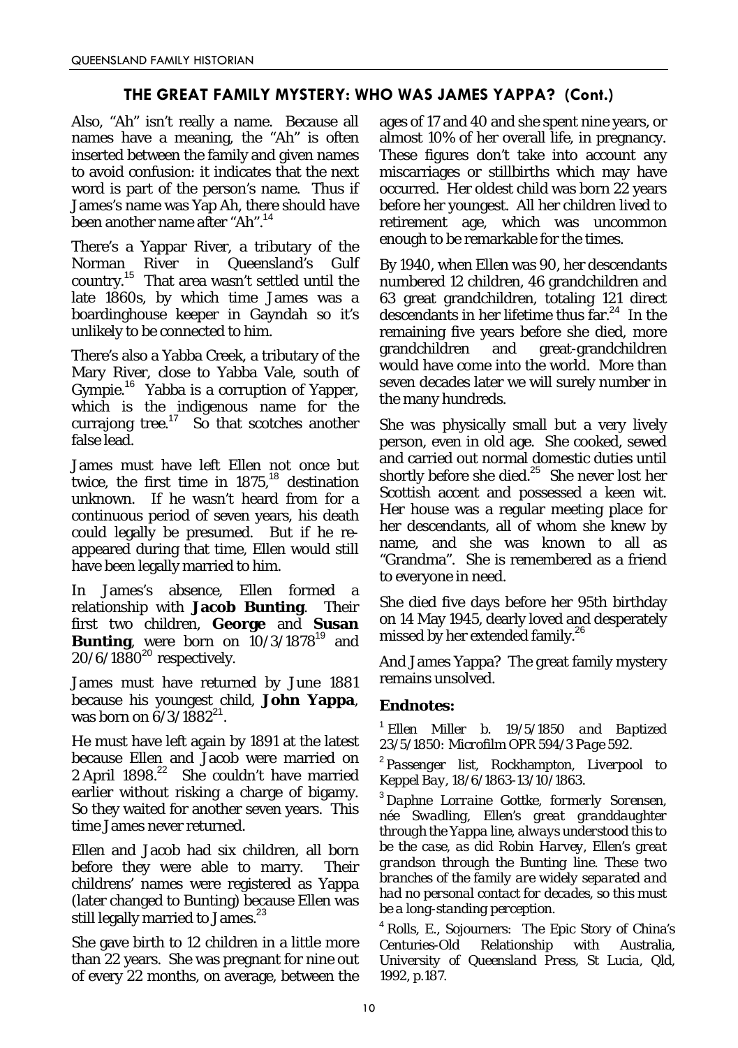## THE GREAT FAMILY MYSTERY: WHO WAS JAMES YAPPA? (Cont.)

Also, "Ah" isn't really a name. Because all names have a meaning, the "Ah" is often inserted between the family and given names to avoid confusion: it indicates that the next word is part of the person's name. Thus if James's name was Yap Ah, there should have been another name after "Ah".[14]

There's a Yappar River, a tributary of the Norman River in Queensland's Gulf country.[15] That area wasn't settled until the late 1860s, by which time James was a boardinghouse keeper in Gayndah so it's unlikely to be connected to him.

There's also a Yabba Creek, a tributary of the Mary River, close to Yabba Vale, south of Gympie.[16] Yabba is a corruption of Yapper, which is the indigenous name for the currajong tree.[17] So that scotches another false lead.

James must have left Ellen not once but twice, the first time in 1875,[18] destination unknown. If he wasn't heard from for a continuous period of seven years, his death could legally be presumed. But if he re-appeared during that time, Ellen would still have been legally married to him.

In James's absence, Ellen formed a relationship with **Jacob Bunting**. Their first two children, **George** and **Susan Bunting**, were born on 10/3/1878[19] and 20/6/1880[20] respectively.

James must have returned by June 1881 because his youngest child, **John Yappa**, was born on 6/3/1882[21].

He must have left again by 1891 at the latest because Ellen and Jacob were married on 2 April 1898.[22] She couldn't have married earlier without risking a charge of bigamy. So they waited for another seven years. This time James never returned.

Ellen and Jacob had six children, all born before they were able to marry. Their childrens' names were registered as Yappa (later changed to Bunting) because Ellen was still legally married to James.[23]

She gave birth to 12 children in a little more than 22 years. She was pregnant for nine out of every 22 months, on average, between the ages of 17 and 40 and she spent nine years, or almost 10% of her overall life, in pregnancy. These figures don't take into account any miscarriages or stillbirths which may have occurred. Her oldest child was born 22 years before her youngest. All her children lived to retirement age, which was uncommon enough to be remarkable for the times.

By 1940, when Ellen was 90, her descendants numbered 12 children, 46 grandchildren and 63 great grandchildren, totaling 121 direct descendants in her lifetime thus far.[24] In the remaining five years before she died, more grandchildren and great-grandchildren would have come into the world. More than seven decades later we will surely number in the many hundreds.

She was physically small but a very lively person, even in old age. She cooked, sewed and carried out normal domestic duties until shortly before she died.[25] She never lost her Scottish accent and possessed a keen wit. Her house was a regular meeting place for her descendants, all of whom she knew by name, and she was known to all as "Grandma". She is remembered as a friend to everyone in need.

She died five days before her 95th birthday on 14 May 1945, dearly loved and desperately missed by her extended family.[26]

And James Yappa? The great family mystery remains unsolved.

### Endnotes:

[1] *Ellen Miller b. 19/5/1850 and Baptized 23/5/1850: Microfilm OPR 594/3 Page 592.*

[2] *Passenger list, Rockhampton, Liverpool to Keppel Bay, 18/6/1863-13/10/1863.*

[3] *Daphne Lorraine Gottke, formerly Sorensen, née Swadling, Ellen's great granddaughter through the Yappa line, always understood this to be the case, as did Robin Harvey, Ellen's great grandson through the Bunting line. These two branches of the family are widely separated and had no personal contact for decades, so this must be a long-standing perception.*

[4] *Rolls, E., Sojourners: The Epic Story of China's Centuries-Old Relationship with Australia, University of Queensland Press, St Lucia, Qld, 1992, p.187.*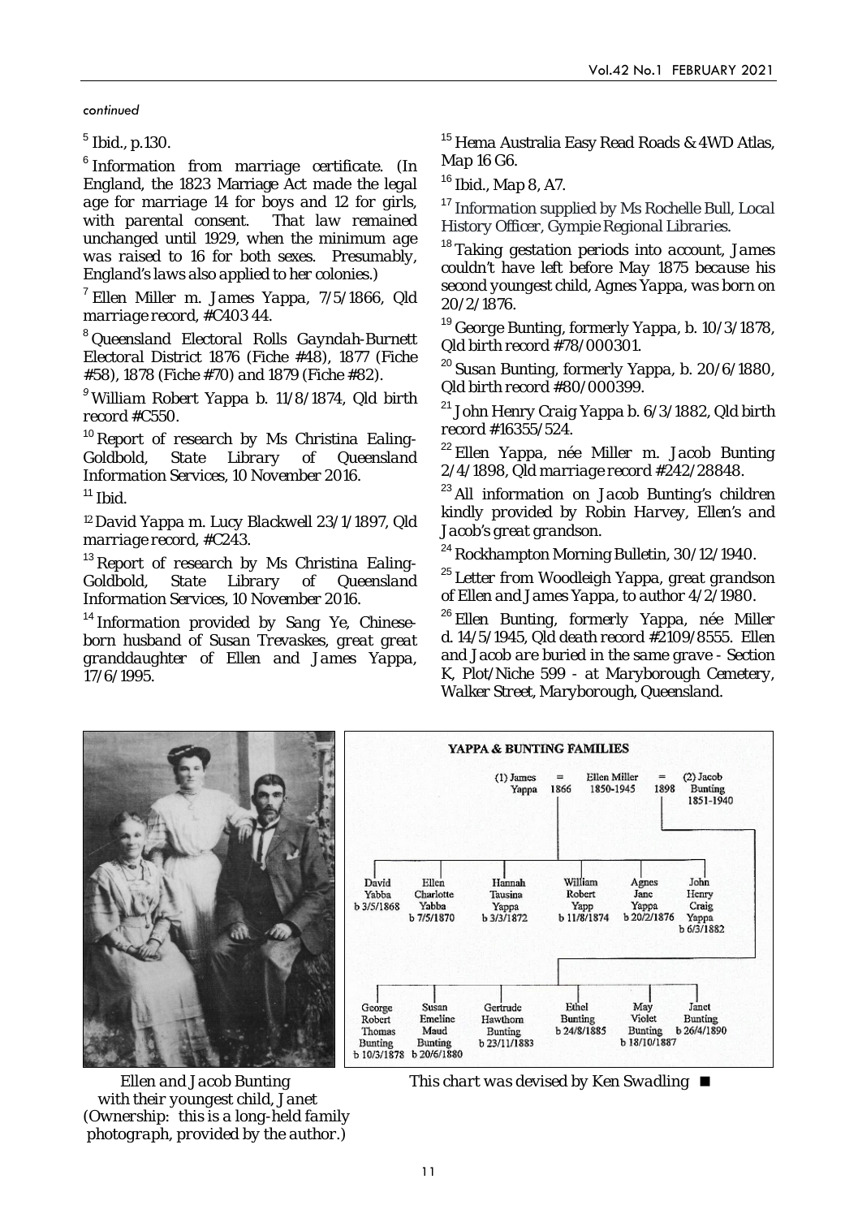*continued*

[5] Ibid., p.130.

[6] Information from marriage certificate. (In England, the 1823 Marriage Act made the legal age for marriage 14 for boys and 12 for girls, with parental consent. That law remained unchanged until 1929, when the minimum age was raised to 16 for both sexes. Presumably, England's laws also applied to her colonies.)

[7] Ellen Miller m. James Yappa, 7/5/1866, Qld marriage record, #C403 44.

[8] Queensland Electoral Rolls Gayndah-Burnett Electoral District 1876 (Fiche #48), 1877 (Fiche #58), 1878 (Fiche #70) and 1879 (Fiche #82).

[9] William Robert Yappa b. 11/8/1874, Qld birth record #C550.

[10] Report of research by Ms Christina Ealing-Goldbold, State Library of Queensland Information Services, 10 November 2016.

[11] Ibid.

[12] David Yappa m. Lucy Blackwell 23/1/1897, Qld marriage record, #C243.

[13] Report of research by Ms Christina Ealing-Goldbold, State Library of Queensland Information Services, 10 November 2016.

[14] Information provided by Sang Ye, Chinese-born husband of Susan Trevaskes, great great granddaughter of Ellen and James Yappa, 17/6/1995.

[15] Hema Australia Easy Read Roads & 4WD Atlas, Map 16 G6.

[16] Ibid., Map 8, A7.

[17] Information supplied by Ms Rochelle Bull, Local History Officer, Gympie Regional Libraries.

[18] Taking gestation periods into account, James couldn't have left before May 1875 because his second youngest child, Agnes Yappa, was born on 20/2/1876.

[19] George Bunting, formerly Yappa, b. 10/3/1878, Qld birth record #78/000301.

[20] Susan Bunting, formerly Yappa, b. 20/6/1880, Qld birth record #80/000399.

[21] John Henry Craig Yappa b. 6/3/1882, Qld birth record #16355/524.

[22] Ellen Yappa, née Miller m. Jacob Bunting 2/4/1898, Qld marriage record #242/28848.

[23] All information on Jacob Bunting's children kindly provided by Robin Harvey, Ellen's and Jacob's great grandson.

[24] Rockhampton Morning Bulletin, 30/12/1940.

[25] Letter from Woodleigh Yappa, great grandson of Ellen and James Yappa, to author 4/2/1980.

[26] Ellen Bunting, formerly Yappa, née Miller d. 14/5/1945, Qld death record #2109/8555. Ellen and Jacob are buried in the same grave - Section K, Plot/Niche 599 - at Maryborough Cemetery, Walker Street, Maryborough, Queensland.

Ellen and Jacob Bunting with their youngest child, Janet (Ownership: this is a long-held family photograph, provided by the author.)

**YAPPA & BUNTING FAMILIES**

(1) James Yappa = 1866 Ellen Miller 1850-1945 = 1898 (2) Jacob Bunting 1851-1940

David Yabba b 3/5/1868
Ellen Charlotte Yabba b 7/5/1870
Hannah Tausina Yappa b 3/3/1872
William Robert Yapp b 11/8/1874
Agnes Jane Yappa b 20/2/1876
John Henry Craig Yappa b 6/3/1882

George Robert Thomas Bunting b 10/3/1878
Susan Emeline Maud Bunting b 20/6/1880
Gertrude Hawthorn Bunting b 23/11/1883
Ethel Bunting b 24/8/1885
May Violet Bunting b 18/10/1887
Janet Bunting b 26/4/1890

This chart was devised by Ken Swadling ■